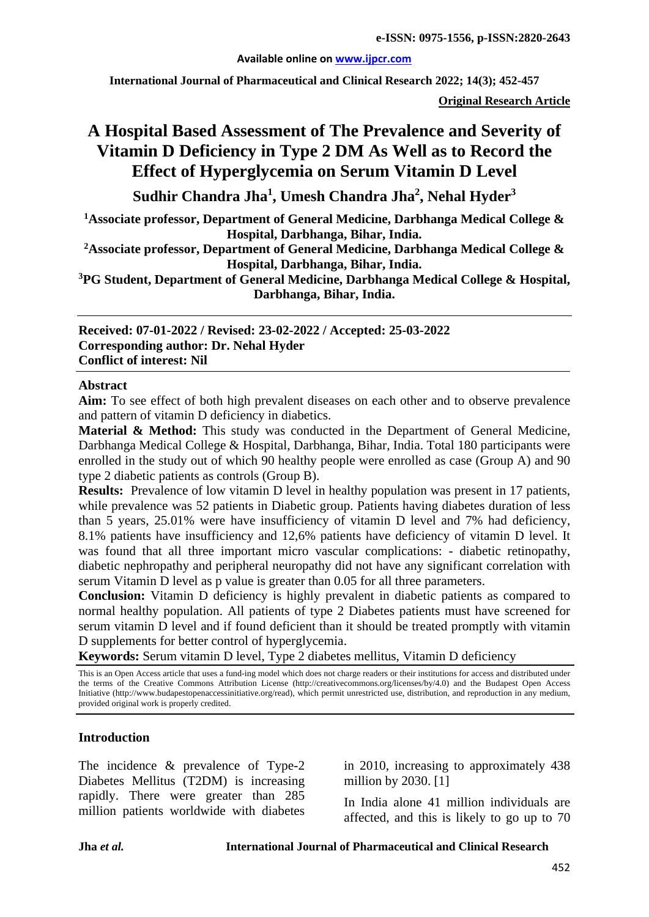**e-ISSN: 0975-1556, p-ISSN:2820-2643**

**Available online on www.ijpcr.com**

**Original Research Article**

# A Hospital Based Assessment of The Prevalence and Severity of Vitamin D Deficiency in Type 2 DM As Well as to Record the Effect of Hyperglycemia on Serum Vitamin D Level

**Sudhir Chandra Jha[1], Umesh Chandra Jha[2], Nehal Hyder[3]**

**[1]Associate professor, Department of General Medicine, Darbhanga Medical College & Hospital, Darbhanga, Bihar, India.**

**[2]Associate professor, Department of General Medicine, Darbhanga Medical College & Hospital, Darbhanga, Bihar, India.**

**[3]PG Student, Department of General Medicine, Darbhanga Medical College & Hospital, Darbhanga, Bihar, India.**

**Received: 07-01-2022 / Revised: 23-02-2022 / Accepted: 25-03-2022**
**Corresponding author: Dr. Nehal Hyder**
**Conflict of interest: Nil**

## Abstract

**Aim:** To see effect of both high prevalent diseases on each other and to observe prevalence and pattern of vitamin D deficiency in diabetics.

**Material & Method:** This study was conducted in the Department of General Medicine, Darbhanga Medical College & Hospital, Darbhanga, Bihar, India. Total 180 participants were enrolled in the study out of which 90 healthy people were enrolled as case (Group A) and 90 type 2 diabetic patients as controls (Group B).

**Results:** Prevalence of low vitamin D level in healthy population was present in 17 patients, while prevalence was 52 patients in Diabetic group. Patients having diabetes duration of less than 5 years, 25.01% were have insufficiency of vitamin D level and 7% had deficiency, 8.1% patients have insufficiency and 12,6% patients have deficiency of vitamin D level. It was found that all three important micro vascular complications: - diabetic retinopathy, diabetic nephropathy and peripheral neuropathy did not have any significant correlation with serum Vitamin D level as p value is greater than 0.05 for all three parameters.

**Conclusion:** Vitamin D deficiency is highly prevalent in diabetic patients as compared to normal healthy population. All patients of type 2 Diabetes patients must have screened for serum vitamin D level and if found deficient than it should be treated promptly with vitamin D supplements for better control of hyperglycemia.

**Keywords:** Serum vitamin D level, Type 2 diabetes mellitus, Vitamin D deficiency

This is an Open Access article that uses a fund-ing model which does not charge readers or their institutions for access and distributed under the terms of the Creative Commons Attribution License (http://creativecommons.org/licenses/by/4.0) and the Budapest Open Access Initiative (http://www.budapestopenaccessinitiative.org/read), which permit unrestricted use, distribution, and reproduction in any medium, provided original work is properly credited.

## Introduction

The incidence & prevalence of Type-2 Diabetes Mellitus (T2DM) is increasing rapidly. There were greater than 285 million patients worldwide with diabetes in 2010, increasing to approximately 438 million by 2030. [1]

In India alone 41 million individuals are affected, and this is likely to go up to 70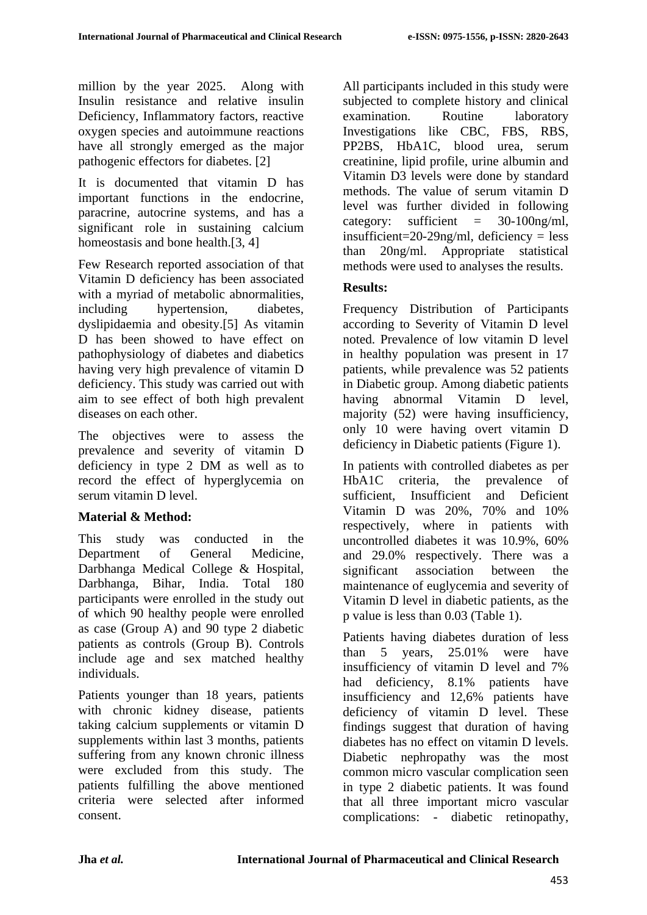million by the year 2025. Along with Insulin resistance and relative insulin Deficiency, Inflammatory factors, reactive oxygen species and autoimmune reactions have all strongly emerged as the major pathogenic effectors for diabetes. [2]

It is documented that vitamin D has important functions in the endocrine, paracrine, autocrine systems, and has a significant role in sustaining calcium homeostasis and bone health.[3, 4]

Few Research reported association of that Vitamin D deficiency has been associated with a myriad of metabolic abnormalities, including hypertension, diabetes, dyslipidaemia and obesity.[5] As vitamin D has been showed to have effect on pathophysiology of diabetes and diabetics having very high prevalence of vitamin D deficiency. This study was carried out with aim to see effect of both high prevalent diseases on each other.

The objectives were to assess the prevalence and severity of vitamin D deficiency in type 2 DM as well as to record the effect of hyperglycemia on serum vitamin D level.

**Material & Method:**

This study was conducted in the Department of General Medicine, Darbhanga Medical College & Hospital, Darbhanga, Bihar, India. Total 180 participants were enrolled in the study out of which 90 healthy people were enrolled as case (Group A) and 90 type 2 diabetic patients as controls (Group B). Controls include age and sex matched healthy individuals.

Patients younger than 18 years, patients with chronic kidney disease, patients taking calcium supplements or vitamin D supplements within last 3 months, patients suffering from any known chronic illness were excluded from this study. The patients fulfilling the above mentioned criteria were selected after informed consent.

All participants included in this study were subjected to complete history and clinical examination. Routine laboratory Investigations like CBC, FBS, RBS, PP2BS, HbA1C, blood urea, serum creatinine, lipid profile, urine albumin and Vitamin D3 levels were done by standard methods. The value of serum vitamin D level was further divided in following category: sufficient = 30-100ng/ml, insufficient=20-29ng/ml, deficiency = less than 20ng/ml. Appropriate statistical methods were used to analyses the results.

**Results:**

Frequency Distribution of Participants according to Severity of Vitamin D level noted. Prevalence of low vitamin D level in healthy population was present in 17 patients, while prevalence was 52 patients in Diabetic group. Among diabetic patients having abnormal Vitamin D level, majority (52) were having insufficiency, only 10 were having overt vitamin D deficiency in Diabetic patients (Figure 1).

In patients with controlled diabetes as per HbA1C criteria, the prevalence of sufficient, Insufficient and Deficient Vitamin D was 20%, 70% and 10% respectively, where in patients with uncontrolled diabetes it was 10.9%, 60% and 29.0% respectively. There was a significant association between the maintenance of euglycemia and severity of Vitamin D level in diabetic patients, as the p value is less than 0.03 (Table 1).

Patients having diabetes duration of less than 5 years, 25.01% were have insufficiency of vitamin D level and 7% had deficiency, 8.1% patients have insufficiency and 12,6% patients have deficiency of vitamin D level. These findings suggest that duration of having diabetes has no effect on vitamin D levels. Diabetic nephropathy was the most common micro vascular complication seen in type 2 diabetic patients. It was found that all three important micro vascular complications: - diabetic retinopathy,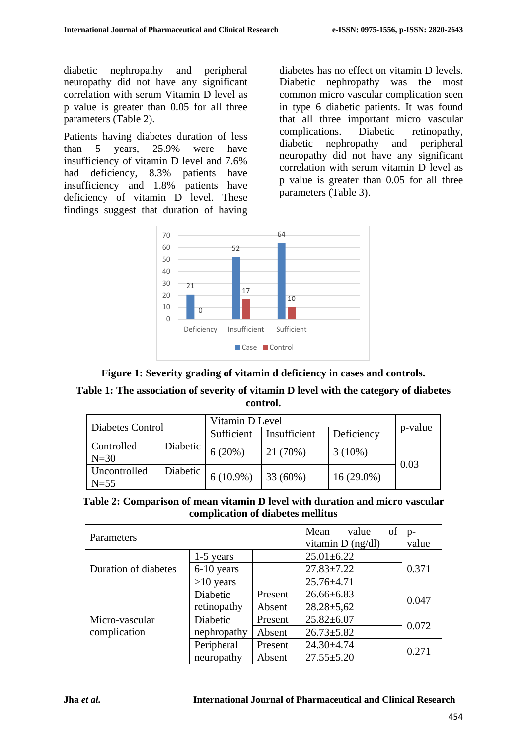diabetic nephropathy and peripheral neuropathy did not have any significant correlation with serum Vitamin D level as p value is greater than 0.05 for all three parameters (Table 2).

Patients having diabetes duration of less than 5 years, 25.9% were have insufficiency of vitamin D level and 7.6% had deficiency, 8.3% patients have insufficiency and 1.8% patients have deficiency of vitamin D level. These findings suggest that duration of having diabetes has no effect on vitamin D levels. Diabetic nephropathy was the most common micro vascular complication seen in type 6 diabetic patients. It was found that all three important micro vascular complications. Diabetic retinopathy, diabetic nephropathy and peripheral neuropathy did not have any significant correlation with serum vitamin D level as p value is greater than 0.05 for all three parameters (Table 3).

| | Deficiency | Insufficient | Sufficient |
|---|---|---|---|
| Case | 21 | 52 | 64 |
| Control | 0 | 17 | 10 |

**Figure 1: Severity grading of vitamin d deficiency in cases and controls.**

**Table 1: The association of severity of vitamin D level with the category of diabetes control.**

| Diabetes Control | Vitamin D Level | | | p-value |
|---|---|---|---|---|
| | Sufficient | Insufficient | Deficiency | |
| Controlled Diabetic N=30 | 6 (20%) | 21 (70%) | 3 (10%) | 0.03 |
| Uncontrolled Diabetic N=55 | 6 (10.9%) | 33 (60%) | 16 (29.0%) | |

**Table 2: Comparison of mean vitamin D level with duration and micro vascular complication of diabetes mellitus**

| Parameters | | | Mean value of vitamin D (ng/dl) | p-value |
|---|---|---|---|---|
| Duration of diabetes | 1-5 years | | 25.01±6.22 | 0.371 |
| | 6-10 years | | 27.83±7.22 | |
| | >10 years | | 25.76±4.71 | |
| Micro-vascular complication | Diabetic retinopathy | Present | 26.66±6.83 | 0.047 |
| | | Absent | 28.28±5,62 | |
| | Diabetic nephropathy | Present | 25.82±6.07 | 0.072 |
| | | Absent | 26.73±5.82 | |
| | Peripheral neuropathy | Present | 24.30±4.74 | 0.271 |
| | | Absent | 27.55±5.20 | |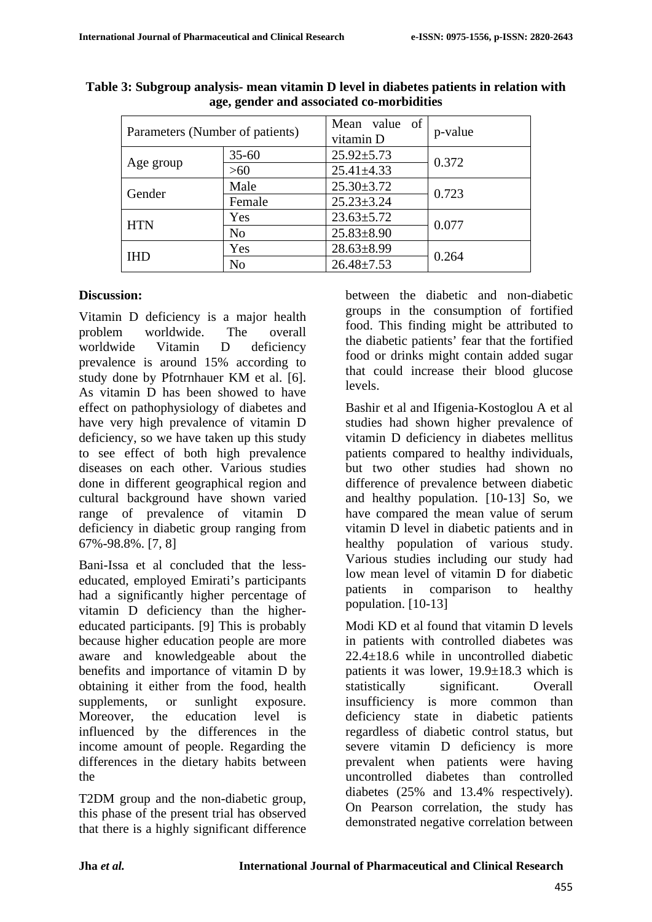**Table 3: Subgroup analysis- mean vitamin D level in diabetes patients in relation with age, gender and associated co-morbidities**

| Parameters (Number of patients) | | Mean value of vitamin D | p-value |
|---|---|---|---|
| Age group | 35-60 | 25.92±5.73 | 0.372 |
| | >60 | 25.41±4.33 | |
| Gender | Male | 25.30±3.72 | 0.723 |
| | Female | 25.23±3.24 | |
| HTN | Yes | 23.63±5.72 | 0.077 |
| | No | 25.83±8.90 | |
| IHD | Yes | 28.63±8.99 | 0.264 |
| | No | 26.48±7.53 | |

**Discussion:**

Vitamin D deficiency is a major health problem worldwide. The overall worldwide Vitamin D deficiency prevalence is around 15% according to study done by Pfotrnhauer KM et al. [6]. As vitamin D has been showed to have effect on pathophysiology of diabetes and have very high prevalence of vitamin D deficiency, so we have taken up this study to see effect of both high prevalence diseases on each other. Various studies done in different geographical region and cultural background have shown varied range of prevalence of vitamin D deficiency in diabetic group ranging from 67%-98.8%. [7, 8]

Bani-Issa et al concluded that the less-educated, employed Emirati's participants had a significantly higher percentage of vitamin D deficiency than the higher-educated participants. [9] This is probably because higher education people are more aware and knowledgeable about the benefits and importance of vitamin D by obtaining it either from the food, health supplements, or sunlight exposure. Moreover, the education level is influenced by the differences in the income amount of people. Regarding the differences in the dietary habits between the T2DM group and the non-diabetic group, this phase of the present trial has observed that there is a highly significant difference between the diabetic and non-diabetic groups in the consumption of fortified food. This finding might be attributed to the diabetic patients' fear that the fortified food or drinks might contain added sugar that could increase their blood glucose levels.

Bashir et al and Ifigenia-Kostoglou A et al studies had shown higher prevalence of vitamin D deficiency in diabetes mellitus patients compared to healthy individuals, but two other studies had shown no difference of prevalence between diabetic and healthy population. [10-13] So, we have compared the mean value of serum vitamin D level in diabetic patients and in healthy population of various study. Various studies including our study had low mean level of vitamin D for diabetic patients in comparison to healthy population. [10-13]

Modi KD et al found that vitamin D levels in patients with controlled diabetes was 22.4±18.6 while in uncontrolled diabetic patients it was lower, 19.9±18.3 which is statistically significant. Overall insufficiency is more common than deficiency state in diabetic patients regardless of diabetic control status, but severe vitamin D deficiency is more prevalent when patients were having uncontrolled diabetes than controlled diabetes (25% and 13.4% respectively). On Pearson correlation, the study has demonstrated negative correlation between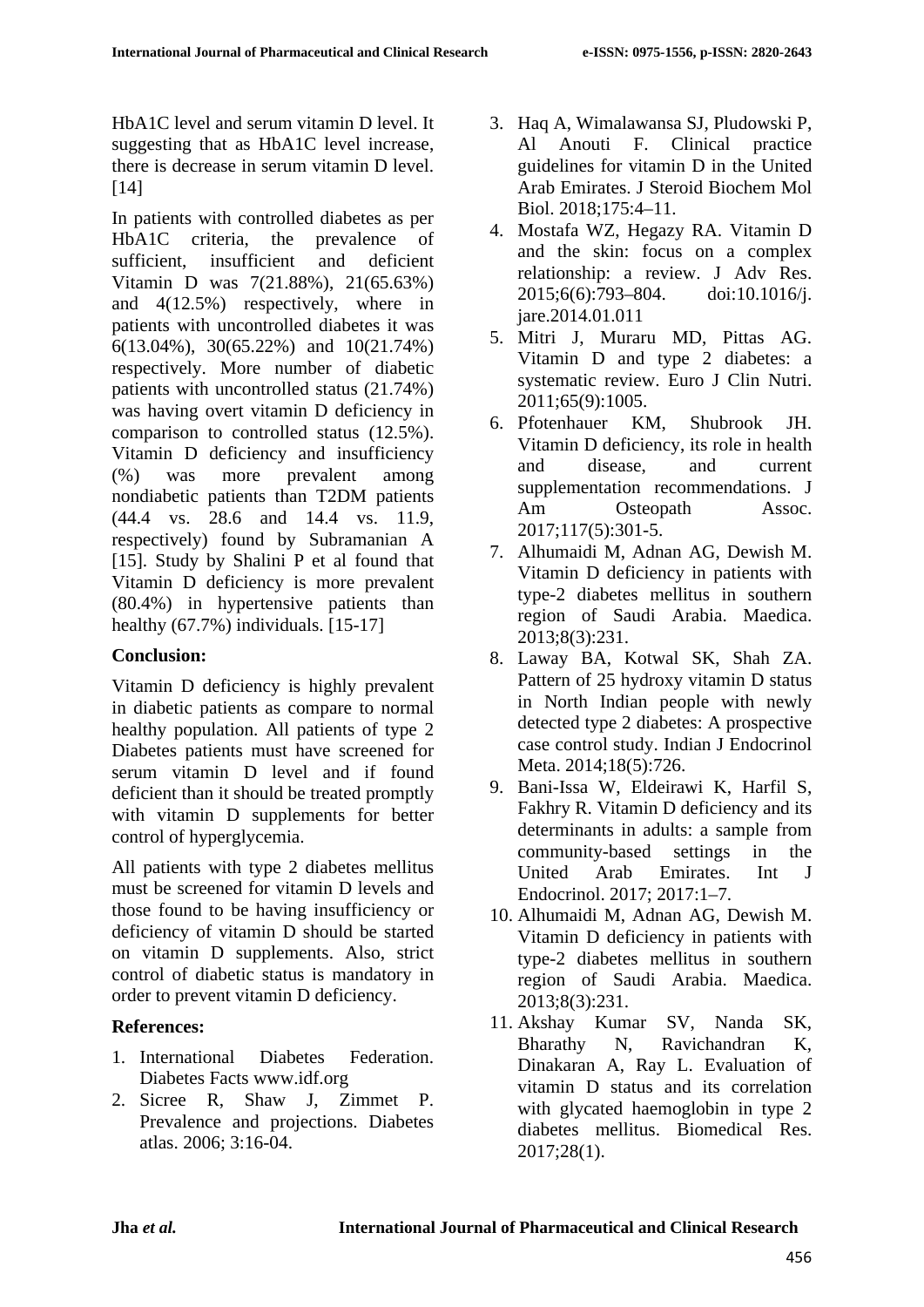HbA1C level and serum vitamin D level. It suggesting that as HbA1C level increase, there is decrease in serum vitamin D level. [14]

In patients with controlled diabetes as per HbA1C criteria, the prevalence of sufficient, insufficient and deficient Vitamin D was 7(21.88%), 21(65.63%) and 4(12.5%) respectively, where in patients with uncontrolled diabetes it was 6(13.04%), 30(65.22%) and 10(21.74%) respectively. More number of diabetic patients with uncontrolled status (21.74%) was having overt vitamin D deficiency in comparison to controlled status (12.5%). Vitamin D deficiency and insufficiency (%) was more prevalent among nondiabetic patients than T2DM patients (44.4 vs. 28.6 and 14.4 vs. 11.9, respectively) found by Subramanian A [15]. Study by Shalini P et al found that Vitamin D deficiency is more prevalent (80.4%) in hypertensive patients than healthy (67.7%) individuals. [15-17]

**Conclusion:**

Vitamin D deficiency is highly prevalent in diabetic patients as compare to normal healthy population. All patients of type 2 Diabetes patients must have screened for serum vitamin D level and if found deficient than it should be treated promptly with vitamin D supplements for better control of hyperglycemia.

All patients with type 2 diabetes mellitus must be screened for vitamin D levels and those found to be having insufficiency or deficiency of vitamin D should be started on vitamin D supplements. Also, strict control of diabetic status is mandatory in order to prevent vitamin D deficiency.

**References:**

1. International Diabetes Federation. Diabetes Facts www.idf.org
2. Sicree R, Shaw J, Zimmet P. Prevalence and projections. Diabetes atlas. 2006; 3:16-04.
3. Haq A, Wimalawansa SJ, Pludowski P, Al Anouti F. Clinical practice guidelines for vitamin D in the United Arab Emirates. J Steroid Biochem Mol Biol. 2018;175:4–11.
4. Mostafa WZ, Hegazy RA. Vitamin D and the skin: focus on a complex relationship: a review. J Adv Res. 2015;6(6):793–804. doi:10.1016/j.jare.2014.01.011
5. Mitri J, Muraru MD, Pittas AG. Vitamin D and type 2 diabetes: a systematic review. Euro J Clin Nutri. 2011;65(9):1005.
6. Pfotenhauer KM, Shubrook JH. Vitamin D deficiency, its role in health and disease, and current supplementation recommendations. J Am Osteopath Assoc. 2017;117(5):301-5.
7. Alhumaidi M, Adnan AG, Dewish M. Vitamin D deficiency in patients with type-2 diabetes mellitus in southern region of Saudi Arabia. Maedica. 2013;8(3):231.
8. Laway BA, Kotwal SK, Shah ZA. Pattern of 25 hydroxy vitamin D status in North Indian people with newly detected type 2 diabetes: A prospective case control study. Indian J Endocrinol Meta. 2014;18(5):726.
9. Bani-Issa W, Eldeirawi K, Harfil S, Fakhry R. Vitamin D deficiency and its determinants in adults: a sample from community-based settings in the United Arab Emirates. Int J Endocrinol. 2017; 2017:1–7.
10. Alhumaidi M, Adnan AG, Dewish M. Vitamin D deficiency in patients with type-2 diabetes mellitus in southern region of Saudi Arabia. Maedica. 2013;8(3):231.
11. Akshay Kumar SV, Nanda SK, Bharathy N, Ravichandran K, Dinakaran A, Ray L. Evaluation of vitamin D status and its correlation with glycated haemoglobin in type 2 diabetes mellitus. Biomedical Res. 2017;28(1).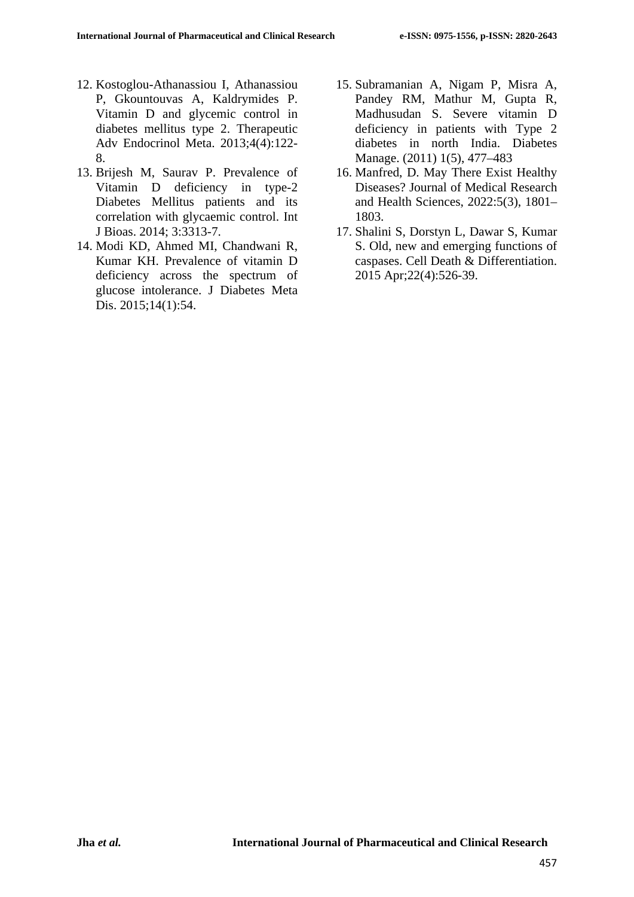12. Kostoglou-Athanassiou I, Athanassiou P, Gkountouvas A, Kaldrymides P. Vitamin D and glycemic control in diabetes mellitus type 2. Therapeutic Adv Endocrinol Meta. 2013;4(4):122-8.
13. Brijesh M, Saurav P. Prevalence of Vitamin D deficiency in type-2 Diabetes Mellitus patients and its correlation with glycaemic control. Int J Bioas. 2014; 3:3313-7.
14. Modi KD, Ahmed MI, Chandwani R, Kumar KH. Prevalence of vitamin D deficiency across the spectrum of glucose intolerance. J Diabetes Meta Dis. 2015;14(1):54.
15. Subramanian A, Nigam P, Misra A, Pandey RM, Mathur M, Gupta R, Madhusudan S. Severe vitamin D deficiency in patients with Type 2 diabetes in north India. Diabetes Manage. (2011) 1(5), 477–483
16. Manfred, D. May There Exist Healthy Diseases? Journal of Medical Research and Health Sciences, 2022:5(3), 1801–1803.
17. Shalini S, Dorstyn L, Dawar S, Kumar S. Old, new and emerging functions of caspases. Cell Death & Differentiation. 2015 Apr;22(4):526-39.